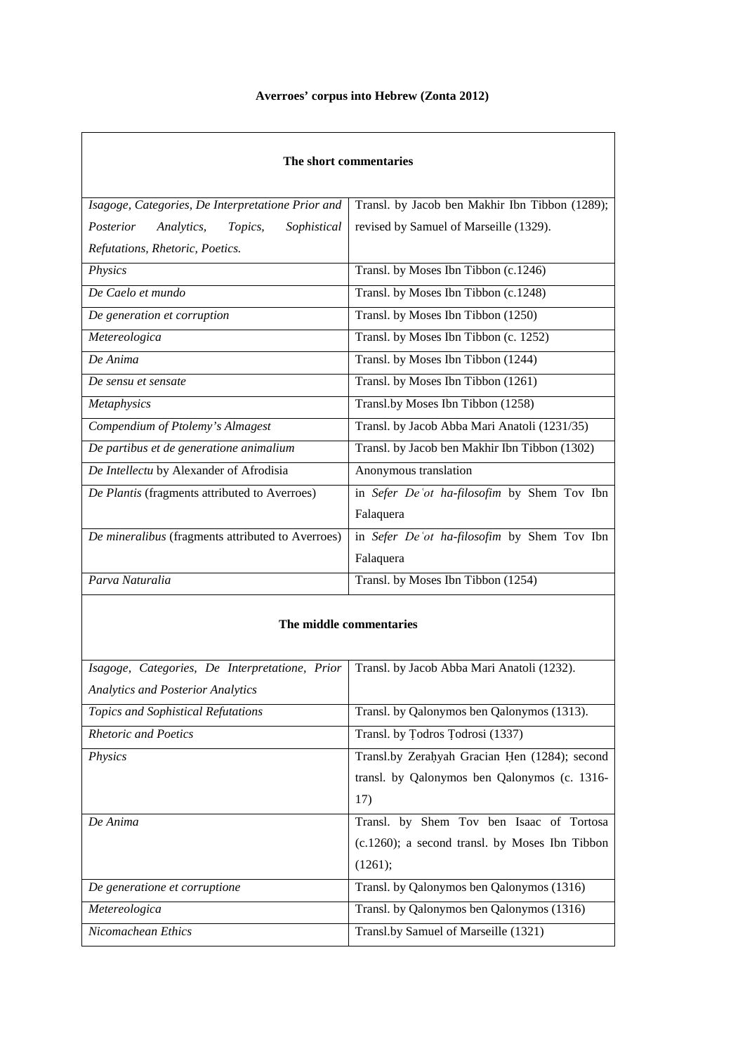**Averroes' corpus into Hebrew (Zonta 2012)**

| **The short commentaries** | |
|---|---|
| *Isagoge, Categories, De Interpretatione Prior and Posterior Analytics, Topics, Sophistical Refutations, Rhetoric, Poetics.* | Transl. by Jacob ben Makhir Ibn Tibbon (1289); revised by Samuel of Marseille (1329). |
| *Physics* | Transl. by Moses Ibn Tibbon (c.1246) |
| *De Caelo et mundo* | Transl. by Moses Ibn Tibbon (c.1248) |
| *De generation et corruption* | Transl. by Moses Ibn Tibbon (1250) |
| *Metereologica* | Transl. by Moses Ibn Tibbon (c. 1252) |
| *De Anima* | Transl. by Moses Ibn Tibbon (1244) |
| *De sensu et sensate* | Transl. by Moses Ibn Tibbon (1261) |
| *Metaphysics* | Transl.by Moses Ibn Tibbon (1258) |
| *Compendium of Ptolemy's Almagest* | Transl. by Jacob Abba Mari Anatoli (1231/35) |
| *De partibus et de generatione animalium* | Transl. by Jacob ben Makhir Ibn Tibbon (1302) |
| *De Intellectu* by Alexander of Afrodisia | Anonymous translation |
| *De Plantis* (fragments attributed to Averroes) | in *Sefer De῾ot ha-filosofim* by Shem Tov Ibn Falaquera |
| *De mineralibus* (fragments attributed to Averroes) | in *Sefer De῾ot ha-filosofim* by Shem Tov Ibn Falaquera |
| *Parva Naturalia* | Transl. by Moses Ibn Tibbon (1254) |
| **The middle commentaries** | |
| *Isagoge, Categories, De Interpretatione, Prior Analytics and Posterior Analytics* | Transl. by Jacob Abba Mari Anatoli (1232). |
| *Topics and Sophistical Refutations* | Transl. by Qalonymos ben Qalonymos (1313). |
| *Rhetoric and Poetics* | Transl. by Ṭodros Ṭodrosi (1337) |
| *Physics* | Transl.by Zeraḥyah Gracian Ḥen (1284); second transl. by Qalonymos ben Qalonymos (c. 1316-17) |
| *De Anima* | Transl. by Shem Tov ben Isaac of Tortosa (c.1260); a second transl. by Moses Ibn Tibbon (1261); |
| *De generatione et corruptione* | Transl. by Qalonymos ben Qalonymos (1316) |
| *Metereologica* | Transl. by Qalonymos ben Qalonymos (1316) |
| *Nicomachean Ethics* | Transl.by Samuel of Marseille (1321) |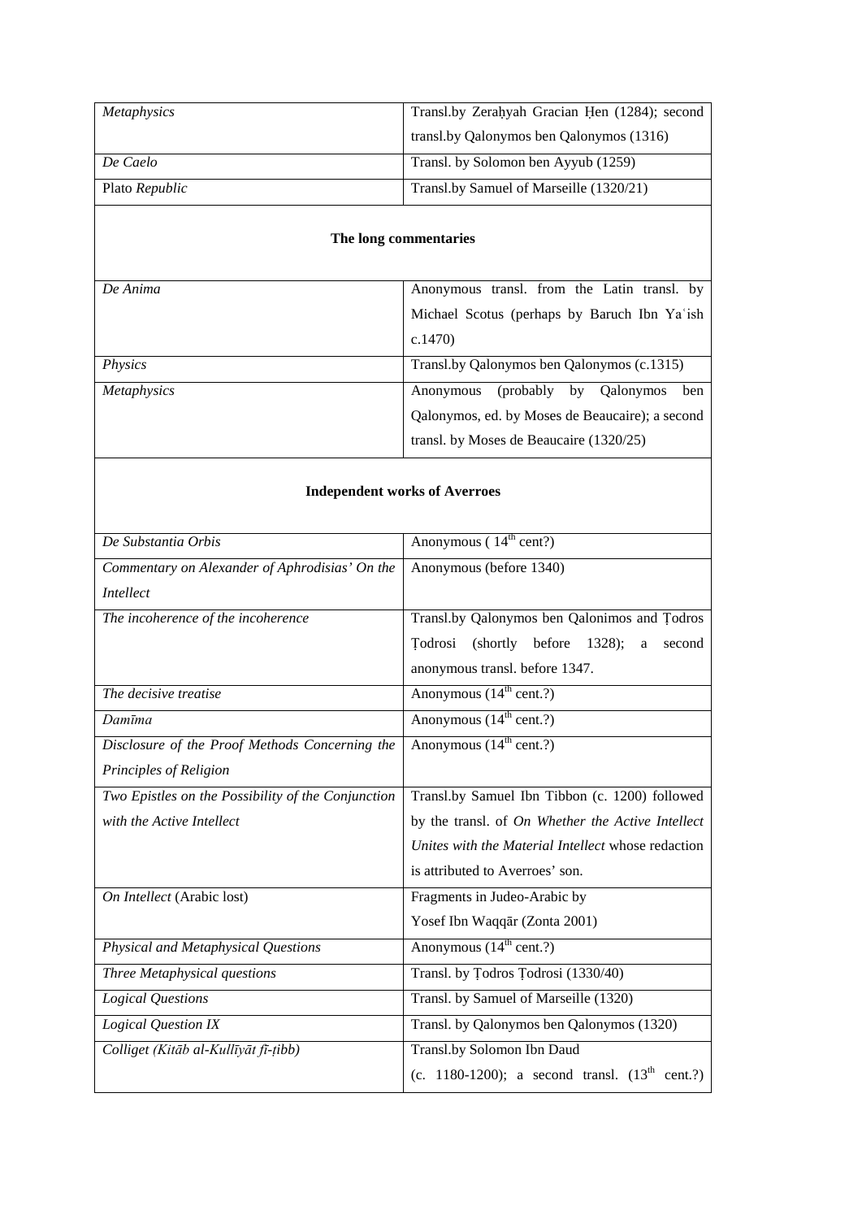| | |
|---|---|
| *Metaphysics* | Transl.by Zeraḥyah Gracian Ḥen (1284); second transl.by Qalonymos ben Qalonymos (1316) |
| *De Caelo* | Transl. by Solomon ben Ayyub (1259) |
| Plato *Republic* | Transl.by Samuel of Marseille (1320/21) |
| **The long commentaries** | |
| *De Anima* | Anonymous transl. from the Latin transl. by Michael Scotus (perhaps by Baruch Ibn Yaʿish c.1470) |
| *Physics* | Transl.by Qalonymos ben Qalonymos (c.1315) |
| *Metaphysics* | Anonymous (probably by Qalonymos ben Qalonymos, ed. by Moses de Beaucaire); a second transl. by Moses de Beaucaire (1320/25) |
| **Independent works of Averroes** | |
| *De Substantia Orbis* | Anonymous ( 14th cent?) |
| *Commentary on Alexander of Aphrodisias' On the Intellect* | Anonymous (before 1340) |
| *The incoherence of the incoherence* | Transl.by Qalonymos ben Qalonimos and Ṭodros Ṭodrosi (shortly before 1328); a second anonymous transl. before 1347. |
| *The decisive treatise* | Anonymous (14th cent.?) |
| *Damīma* | Anonymous (14th cent.?) |
| *Disclosure of the Proof Methods Concerning the Principles of Religion* | Anonymous (14th cent.?) |
| *Two Epistles on the Possibility of the Conjunction with the Active Intellect* | Transl.by Samuel Ibn Tibbon (c. 1200) followed by the transl. of *On Whether the Active Intellect Unites with the Material Intellect* whose redaction is attributed to Averroes' son. |
| *On Intellect* (Arabic lost) | Fragments in Judeo-Arabic by Yosef Ibn Waqqār (Zonta 2001) |
| *Physical and Metaphysical Questions* | Anonymous (14th cent.?) |
| *Three Metaphysical questions* | Transl. by Ṭodros Ṭodrosi (1330/40) |
| *Logical Questions* | Transl. by Samuel of Marseille (1320) |
| *Logical Question IX* | Transl. by Qalonymos ben Qalonymos (1320) |
| *Colliget (Kitāb al-Kullīyāt fī-ṭibb)* | Transl.by Solomon Ibn Daud (c. 1180-1200); a second transl. (13th cent.?) |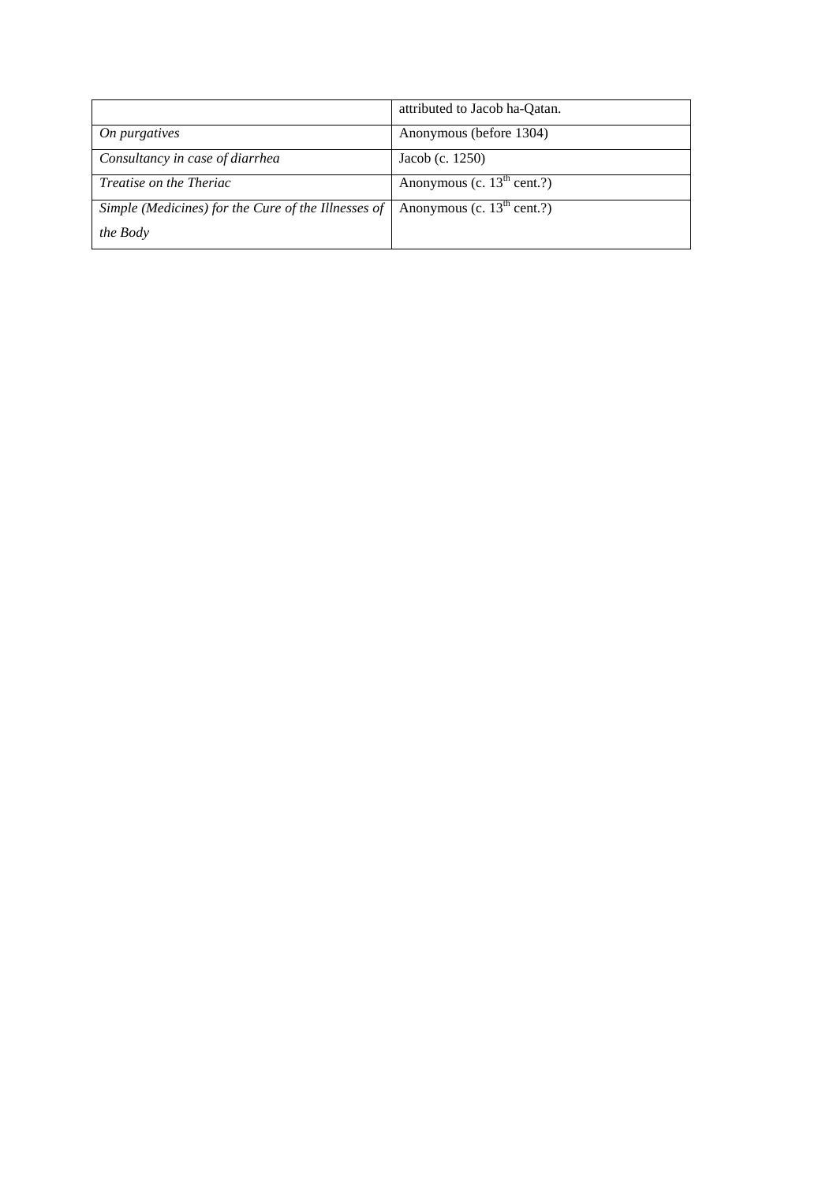| | |
|---|---|
| | attributed to Jacob ha-Qatan. |
| *On purgatives* | Anonymous (before 1304) |
| *Consultancy in case of diarrhea* | Jacob (c. 1250) |
| *Treatise on the Theriac* | Anonymous (c. 13th cent.?) |
| *Simple (Medicines) for the Cure of the Illnesses of the Body* | Anonymous (c. 13th cent.?) |